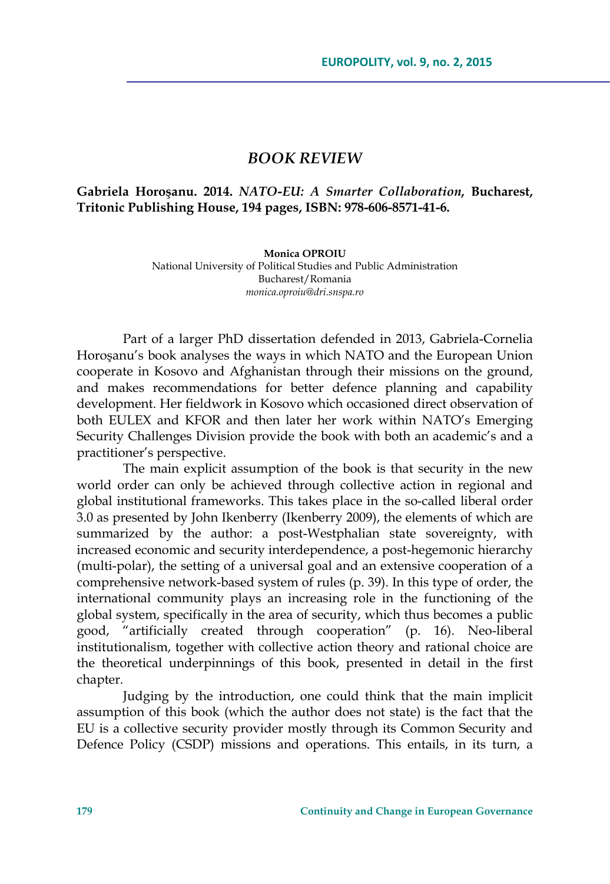# *BOOK REVIEW*

**Gabriela Horoşanu. 2014.** ***NATO-EU: A Smarter Collaboration*****, Bucharest, Tritonic Publishing House, 194 pages, ISBN: 978-606-8571-41-6.**

**Monica OPROIU**
National University of Political Studies and Public Administration
Bucharest/Romania
*monica.oproiu@dri.snspa.ro*

Part of a larger PhD dissertation defended in 2013, Gabriela-Cornelia Horoşanu's book analyses the ways in which NATO and the European Union cooperate in Kosovo and Afghanistan through their missions on the ground, and makes recommendations for better defence planning and capability development. Her fieldwork in Kosovo which occasioned direct observation of both EULEX and KFOR and then later her work within NATO's Emerging Security Challenges Division provide the book with both an academic's and a practitioner's perspective.

The main explicit assumption of the book is that security in the new world order can only be achieved through collective action in regional and global institutional frameworks. This takes place in the so-called liberal order 3.0 as presented by John Ikenberry (Ikenberry 2009), the elements of which are summarized by the author: a post-Westphalian state sovereignty, with increased economic and security interdependence, a post-hegemonic hierarchy (multi-polar), the setting of a universal goal and an extensive cooperation of a comprehensive network-based system of rules (p. 39). In this type of order, the international community plays an increasing role in the functioning of the global system, specifically in the area of security, which thus becomes a public good, "artificially created through cooperation" (p. 16). Neo-liberal institutionalism, together with collective action theory and rational choice are the theoretical underpinnings of this book, presented in detail in the first chapter.

Judging by the introduction, one could think that the main implicit assumption of this book (which the author does not state) is the fact that the EU is a collective security provider mostly through its Common Security and Defence Policy (CSDP) missions and operations. This entails, in its turn, a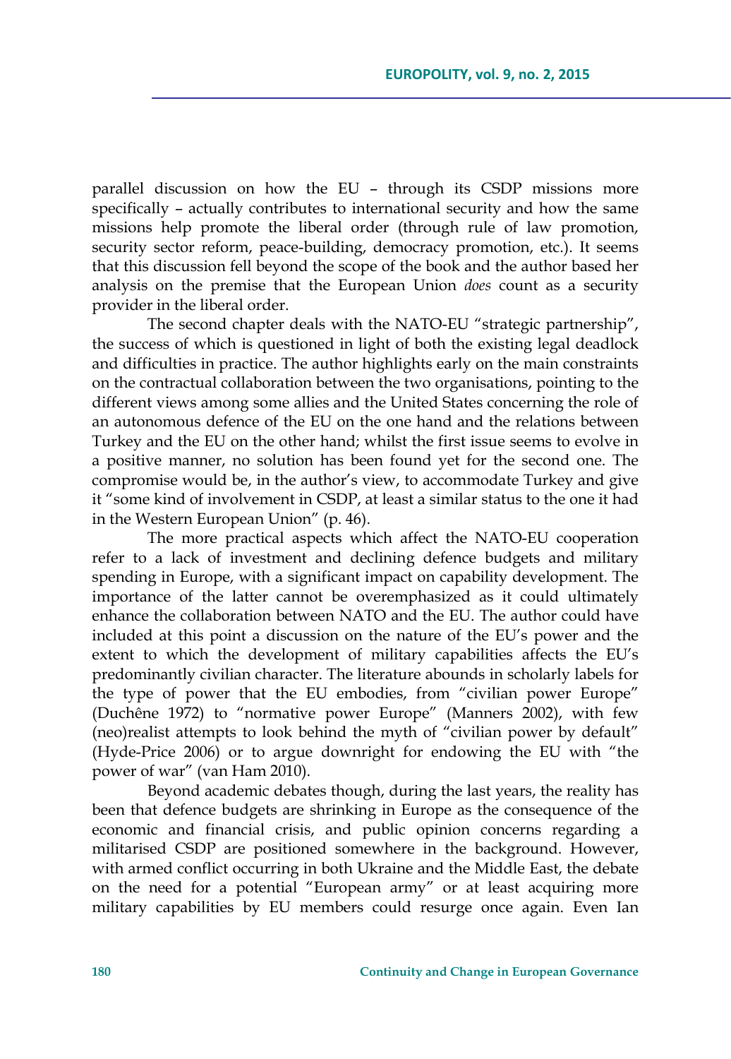parallel discussion on how the EU – through its CSDP missions more specifically – actually contributes to international security and how the same missions help promote the liberal order (through rule of law promotion, security sector reform, peace-building, democracy promotion, etc.). It seems that this discussion fell beyond the scope of the book and the author based her analysis on the premise that the European Union *does* count as a security provider in the liberal order.

The second chapter deals with the NATO-EU "strategic partnership", the success of which is questioned in light of both the existing legal deadlock and difficulties in practice. The author highlights early on the main constraints on the contractual collaboration between the two organisations, pointing to the different views among some allies and the United States concerning the role of an autonomous defence of the EU on the one hand and the relations between Turkey and the EU on the other hand; whilst the first issue seems to evolve in a positive manner, no solution has been found yet for the second one. The compromise would be, in the author's view, to accommodate Turkey and give it "some kind of involvement in CSDP, at least a similar status to the one it had in the Western European Union" (p. 46).

The more practical aspects which affect the NATO-EU cooperation refer to a lack of investment and declining defence budgets and military spending in Europe, with a significant impact on capability development. The importance of the latter cannot be overemphasized as it could ultimately enhance the collaboration between NATO and the EU. The author could have included at this point a discussion on the nature of the EU's power and the extent to which the development of military capabilities affects the EU's predominantly civilian character. The literature abounds in scholarly labels for the type of power that the EU embodies, from "civilian power Europe" (Duchêne 1972) to "normative power Europe" (Manners 2002), with few (neo)realist attempts to look behind the myth of "civilian power by default" (Hyde-Price 2006) or to argue downright for endowing the EU with "the power of war" (van Ham 2010).

Beyond academic debates though, during the last years, the reality has been that defence budgets are shrinking in Europe as the consequence of the economic and financial crisis, and public opinion concerns regarding a militarised CSDP are positioned somewhere in the background. However, with armed conflict occurring in both Ukraine and the Middle East, the debate on the need for a potential "European army" or at least acquiring more military capabilities by EU members could resurge once again. Even Ian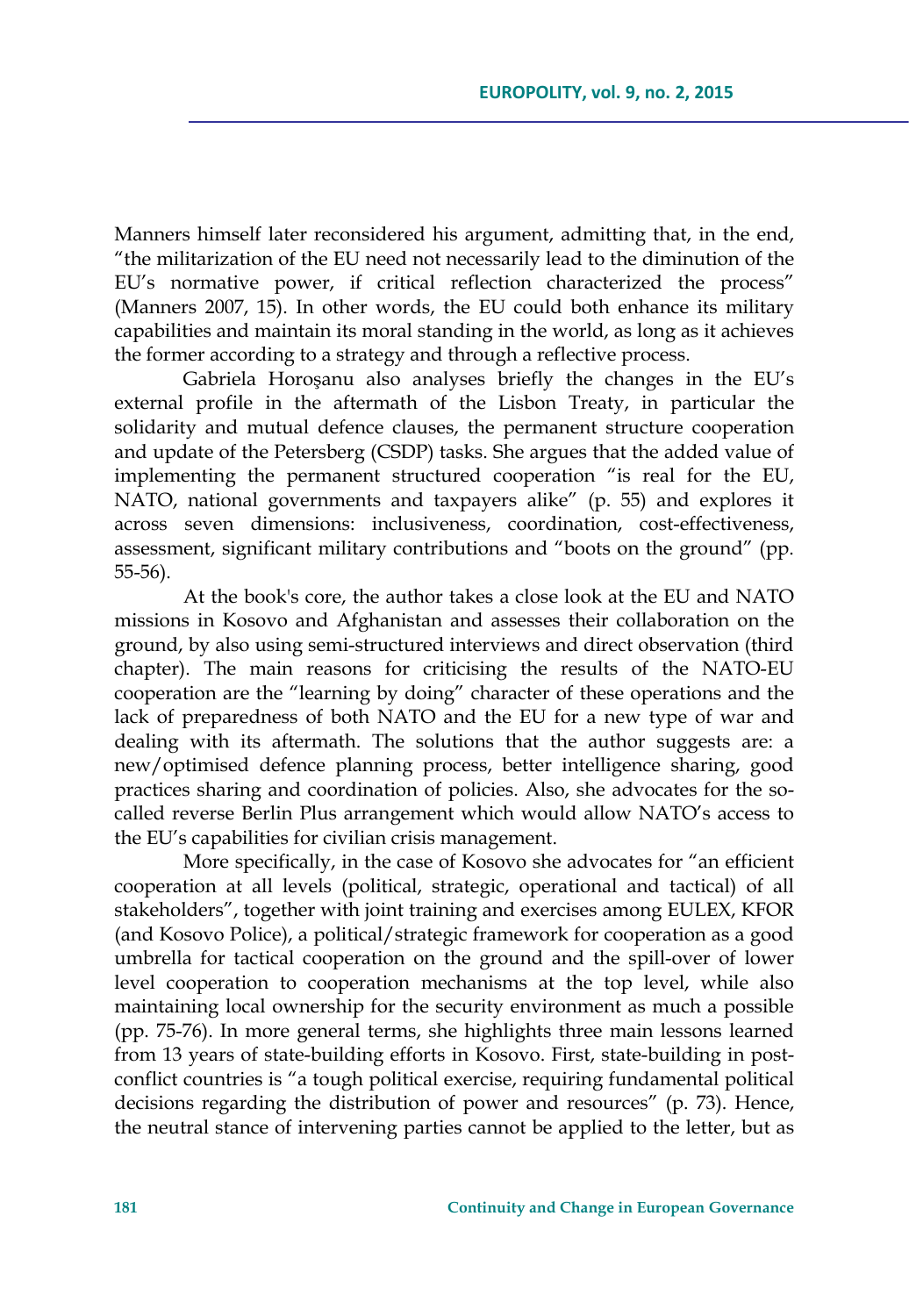Manners himself later reconsidered his argument, admitting that, in the end, "the militarization of the EU need not necessarily lead to the diminution of the EU's normative power, if critical reflection characterized the process" (Manners 2007, 15). In other words, the EU could both enhance its military capabilities and maintain its moral standing in the world, as long as it achieves the former according to a strategy and through a reflective process.

Gabriela Horoşanu also analyses briefly the changes in the EU's external profile in the aftermath of the Lisbon Treaty, in particular the solidarity and mutual defence clauses, the permanent structure cooperation and update of the Petersberg (CSDP) tasks. She argues that the added value of implementing the permanent structured cooperation "is real for the EU, NATO, national governments and taxpayers alike" (p. 55) and explores it across seven dimensions: inclusiveness, coordination, cost-effectiveness, assessment, significant military contributions and "boots on the ground" (pp. 55-56).

At the book's core, the author takes a close look at the EU and NATO missions in Kosovo and Afghanistan and assesses their collaboration on the ground, by also using semi-structured interviews and direct observation (third chapter). The main reasons for criticising the results of the NATO-EU cooperation are the "learning by doing" character of these operations and the lack of preparedness of both NATO and the EU for a new type of war and dealing with its aftermath. The solutions that the author suggests are: a new/optimised defence planning process, better intelligence sharing, good practices sharing and coordination of policies. Also, she advocates for the so-called reverse Berlin Plus arrangement which would allow NATO's access to the EU's capabilities for civilian crisis management.

More specifically, in the case of Kosovo she advocates for "an efficient cooperation at all levels (political, strategic, operational and tactical) of all stakeholders", together with joint training and exercises among EULEX, KFOR (and Kosovo Police), a political/strategic framework for cooperation as a good umbrella for tactical cooperation on the ground and the spill-over of lower level cooperation to cooperation mechanisms at the top level, while also maintaining local ownership for the security environment as much a possible (pp. 75-76). In more general terms, she highlights three main lessons learned from 13 years of state-building efforts in Kosovo. First, state-building in post-conflict countries is "a tough political exercise, requiring fundamental political decisions regarding the distribution of power and resources" (p. 73). Hence, the neutral stance of intervening parties cannot be applied to the letter, but as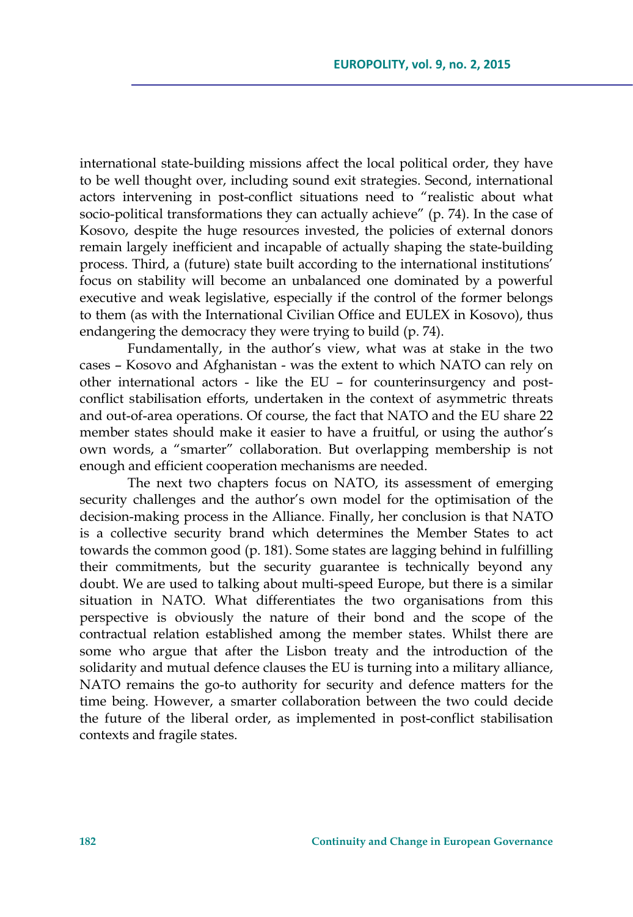international state-building missions affect the local political order, they have to be well thought over, including sound exit strategies. Second, international actors intervening in post-conflict situations need to "realistic about what socio-political transformations they can actually achieve" (p. 74). In the case of Kosovo, despite the huge resources invested, the policies of external donors remain largely inefficient and incapable of actually shaping the state-building process. Third, a (future) state built according to the international institutions' focus on stability will become an unbalanced one dominated by a powerful executive and weak legislative, especially if the control of the former belongs to them (as with the International Civilian Office and EULEX in Kosovo), thus endangering the democracy they were trying to build (p. 74).

Fundamentally, in the author's view, what was at stake in the two cases – Kosovo and Afghanistan - was the extent to which NATO can rely on other international actors - like the EU – for counterinsurgency and post-conflict stabilisation efforts, undertaken in the context of asymmetric threats and out-of-area operations. Of course, the fact that NATO and the EU share 22 member states should make it easier to have a fruitful, or using the author's own words, a "smarter" collaboration. But overlapping membership is not enough and efficient cooperation mechanisms are needed.

The next two chapters focus on NATO, its assessment of emerging security challenges and the author's own model for the optimisation of the decision-making process in the Alliance. Finally, her conclusion is that NATO is a collective security brand which determines the Member States to act towards the common good (p. 181). Some states are lagging behind in fulfilling their commitments, but the security guarantee is technically beyond any doubt. We are used to talking about multi-speed Europe, but there is a similar situation in NATO. What differentiates the two organisations from this perspective is obviously the nature of their bond and the scope of the contractual relation established among the member states. Whilst there are some who argue that after the Lisbon treaty and the introduction of the solidarity and mutual defence clauses the EU is turning into a military alliance, NATO remains the go-to authority for security and defence matters for the time being. However, a smarter collaboration between the two could decide the future of the liberal order, as implemented in post-conflict stabilisation contexts and fragile states.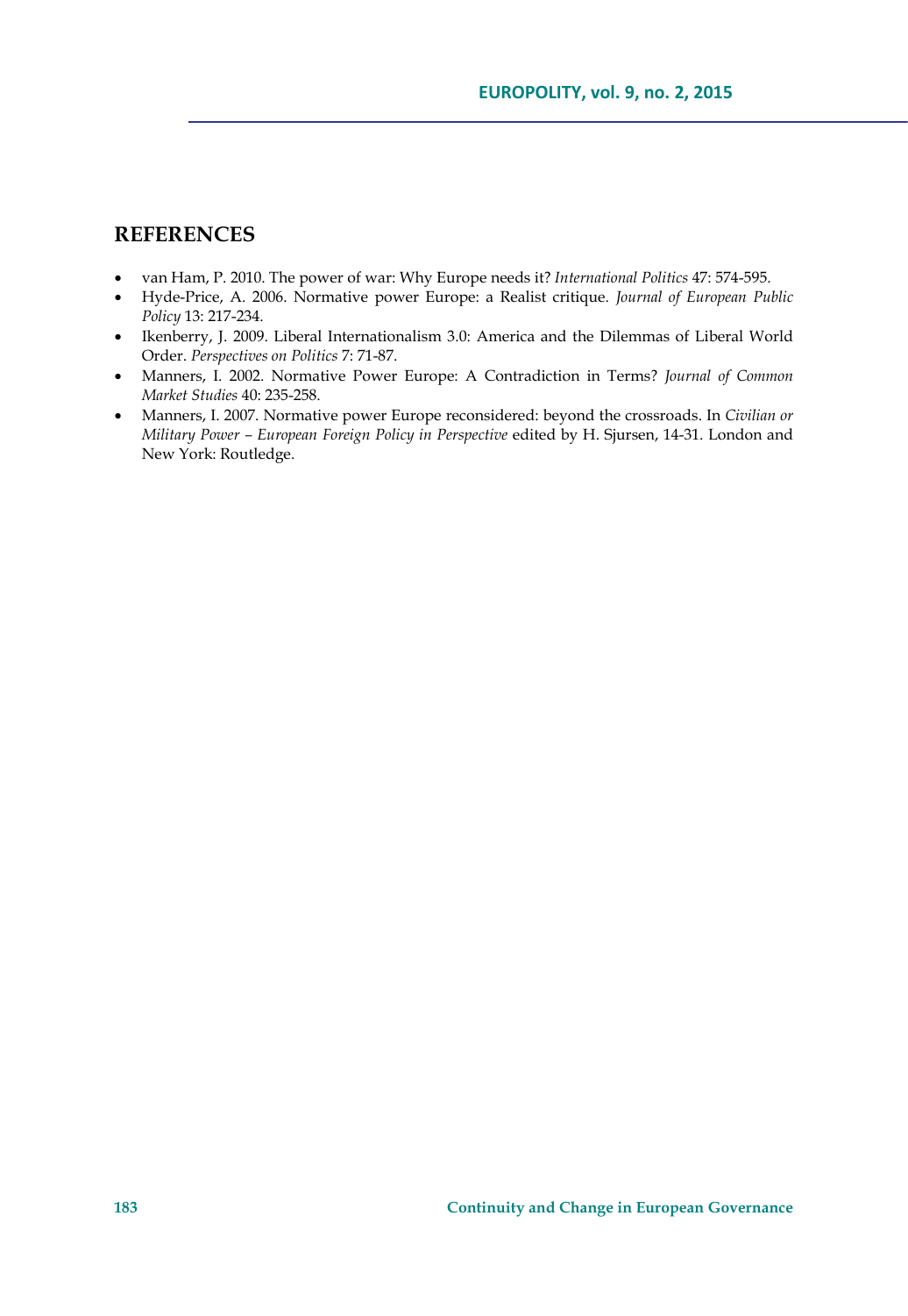## REFERENCES

- van Ham, P. 2010. The power of war: Why Europe needs it? *International Politics* 47: 574-595.
- Hyde-Price, A. 2006. Normative power Europe: a Realist critique. *Journal of European Public Policy* 13: 217-234.
- Ikenberry, J. 2009. Liberal Internationalism 3.0: America and the Dilemmas of Liberal World Order. *Perspectives on Politics* 7: 71-87.
- Manners, I. 2002. Normative Power Europe: A Contradiction in Terms? *Journal of Common Market Studies* 40: 235-258.
- Manners, I. 2007. Normative power Europe reconsidered: beyond the crossroads. In *Civilian or Military Power – European Foreign Policy in Perspective* edited by H. Sjursen, 14-31. London and New York: Routledge.